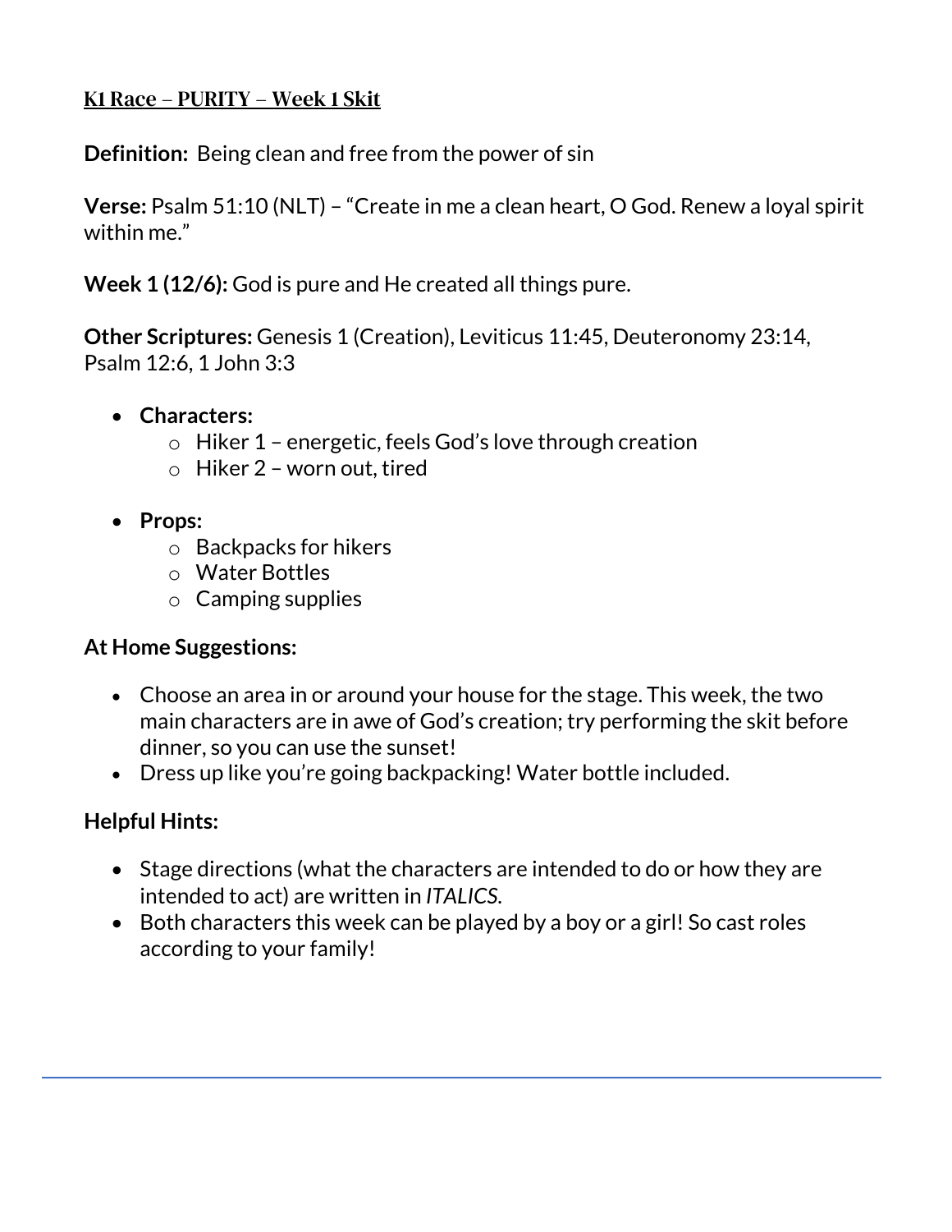## K1 Race – PURITY – Week 1 Skit

**Definition:** Being clean and free from the power of sin

**Verse:** Psalm 51:10 (NLT) – "Create in me a clean heart, O God. Renew a loyal spirit within me."

**Week 1 (12/6):** God is pure and He created all things pure.

**Other Scriptures:** Genesis 1 (Creation), Leviticus 11:45, Deuteronomy 23:14, Psalm 12:6, 1 John 3:3

- **Characters:**
  - Hiker 1 – energetic, feels God's love through creation
  - Hiker 2 – worn out, tired
- **Props:**
  - Backpacks for hikers
  - Water Bottles
  - Camping supplies

**At Home Suggestions:**

- Choose an area in or around your house for the stage. This week, the two main characters are in awe of God's creation; try performing the skit before dinner, so you can use the sunset!
- Dress up like you're going backpacking! Water bottle included.

**Helpful Hints:**

- Stage directions (what the characters are intended to do or how they are intended to act) are written in *ITALICS*.
- Both characters this week can be played by a boy or a girl! So cast roles according to your family!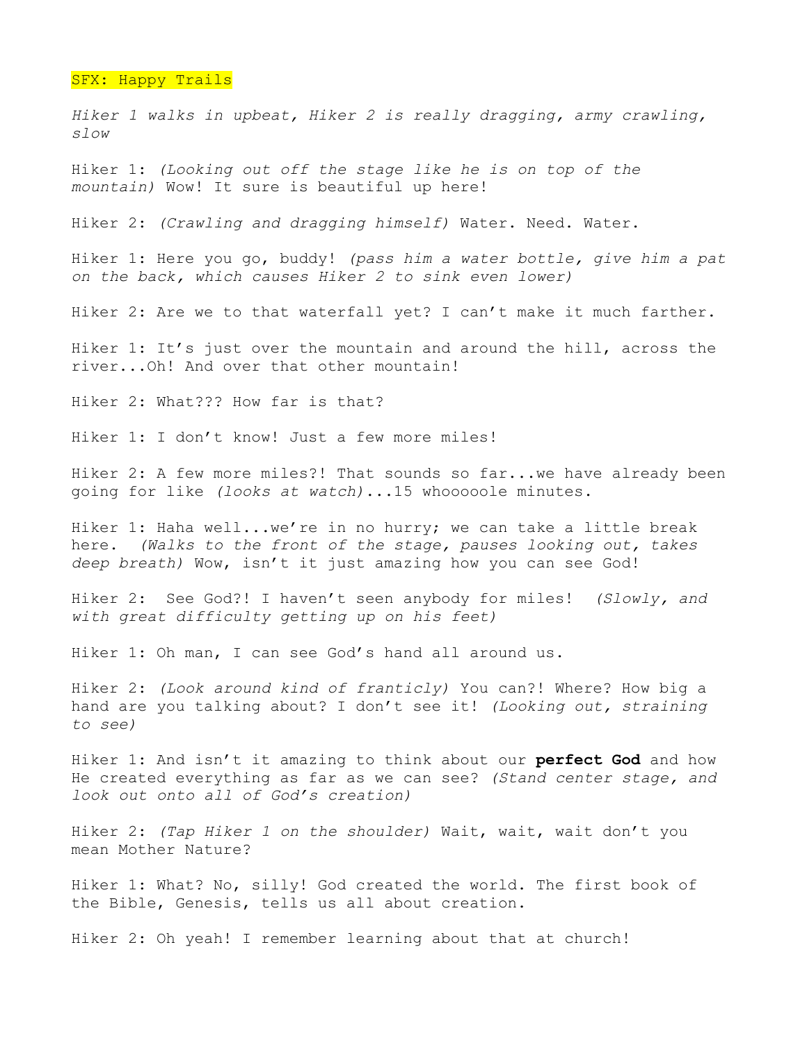SFX: Happy Trails

*Hiker 1 walks in upbeat, Hiker 2 is really dragging, army crawling, slow*

Hiker 1: *(Looking out off the stage like he is on top of the mountain)* Wow! It sure is beautiful up here!

Hiker 2: *(Crawling and dragging himself)* Water. Need. Water.

Hiker 1: Here you go, buddy! *(pass him a water bottle, give him a pat on the back, which causes Hiker 2 to sink even lower)*

Hiker 2: Are we to that waterfall yet? I can't make it much farther.

Hiker 1: It's just over the mountain and around the hill, across the river...Oh! And over that other mountain!

Hiker 2: What??? How far is that?

Hiker 1: I don't know! Just a few more miles!

Hiker 2: A few more miles?! That sounds so far...we have already been going for like *(looks at watch)*...15 whooooole minutes.

Hiker 1: Haha well...we're in no hurry; we can take a little break here. *(Walks to the front of the stage, pauses looking out, takes deep breath)* Wow, isn't it just amazing how you can see God!

Hiker 2: See God?! I haven't seen anybody for miles! *(Slowly, and with great difficulty getting up on his feet)*

Hiker 1: Oh man, I can see God's hand all around us.

Hiker 2: *(Look around kind of franticly)* You can?! Where? How big a hand are you talking about? I don't see it! *(Looking out, straining to see)*

Hiker 1: And isn't it amazing to think about our **perfect God** and how He created everything as far as we can see? *(Stand center stage, and look out onto all of God's creation)*

Hiker 2: *(Tap Hiker 1 on the shoulder)* Wait, wait, wait don't you mean Mother Nature?

Hiker 1: What? No, silly! God created the world. The first book of the Bible, Genesis, tells us all about creation.

Hiker 2: Oh yeah! I remember learning about that at church!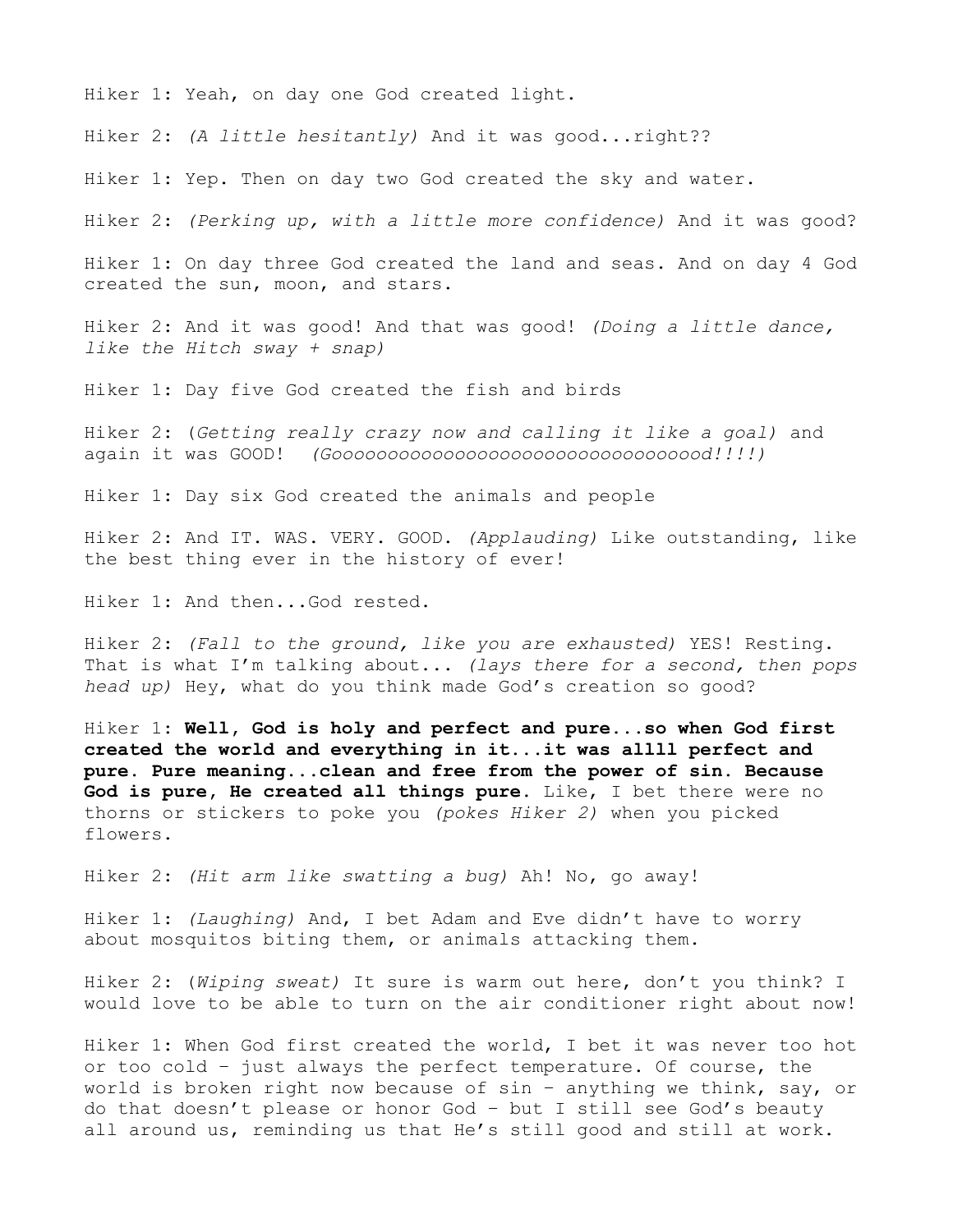Hiker 1: Yeah, on day one God created light.

Hiker 2: *(A little hesitantly)* And it was good...right??

Hiker 1: Yep. Then on day two God created the sky and water.

Hiker 2: *(Perking up, with a little more confidence)* And it was good?

Hiker 1: On day three God created the land and seas. And on day 4 God created the sun, moon, and stars.

Hiker 2: And it was good! And that was good! *(Doing a little dance, like the Hitch sway + snap)*

Hiker 1: Day five God created the fish and birds

Hiker 2: (*Getting really crazy now and calling it like a goal)* and again it was GOOD! *(Goooooooooooooooooooooooooooooooood!!!!)*

Hiker 1: Day six God created the animals and people

Hiker 2: And IT. WAS. VERY. GOOD. *(Applauding)* Like outstanding, like the best thing ever in the history of ever!

Hiker 1: And then...God rested.

Hiker 2: *(Fall to the ground, like you are exhausted)* YES! Resting. That is what I'm talking about... *(lays there for a second, then pops head up)* Hey, what do you think made God's creation so good?

Hiker 1: **Well, God is holy and perfect and pure...so when God first created the world and everything in it...it was allll perfect and pure. Pure meaning...clean and free from the power of sin. Because God is pure, He created all things pure.** Like, I bet there were no thorns or stickers to poke you *(pokes Hiker 2)* when you picked flowers.

Hiker 2: *(Hit arm like swatting a bug)* Ah! No, go away!

Hiker 1: *(Laughing)* And, I bet Adam and Eve didn't have to worry about mosquitos biting them, or animals attacking them.

Hiker 2: (*Wiping sweat)* It sure is warm out here, don't you think? I would love to be able to turn on the air conditioner right about now!

Hiker 1: When God first created the world, I bet it was never too hot or too cold – just always the perfect temperature. Of course, the world is broken right now because of sin – anything we think, say, or do that doesn't please or honor God – but I still see God's beauty all around us, reminding us that He's still good and still at work.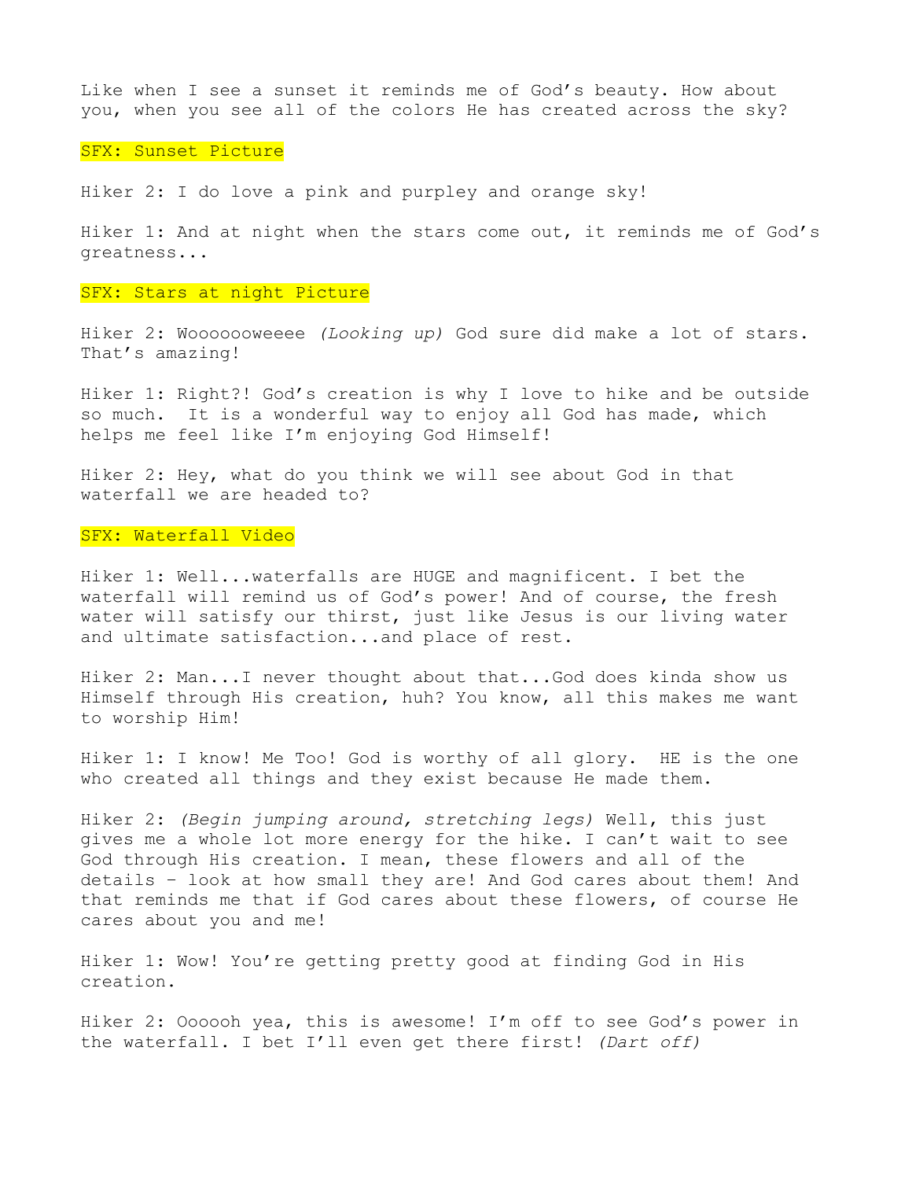Like when I see a sunset it reminds me of God's beauty. How about you, when you see all of the colors He has created across the sky?

SFX: Sunset Picture

Hiker 2: I do love a pink and purpley and orange sky!

Hiker 1: And at night when the stars come out, it reminds me of God's greatness...

SFX: Stars at night Picture

Hiker 2: Woooooweeee *(Looking up)* God sure did make a lot of stars. That's amazing!

Hiker 1: Right?! God's creation is why I love to hike and be outside so much. It is a wonderful way to enjoy all God has made, which helps me feel like I'm enjoying God Himself!

Hiker 2: Hey, what do you think we will see about God in that waterfall we are headed to?

SFX: Waterfall Video

Hiker 1: Well...waterfalls are HUGE and magnificent. I bet the waterfall will remind us of God's power! And of course, the fresh water will satisfy our thirst, just like Jesus is our living water and ultimate satisfaction...and place of rest.

Hiker 2: Man...I never thought about that...God does kinda show us Himself through His creation, huh? You know, all this makes me want to worship Him!

Hiker 1: I know! Me Too! God is worthy of all glory. HE is the one who created all things and they exist because He made them.

Hiker 2: *(Begin jumping around, stretching legs)* Well, this just gives me a whole lot more energy for the hike. I can't wait to see God through His creation. I mean, these flowers and all of the details - look at how small they are! And God cares about them! And that reminds me that if God cares about these flowers, of course He cares about you and me!

Hiker 1: Wow! You're getting pretty good at finding God in His creation.

Hiker 2: Oooooh yea, this is awesome! I'm off to see God's power in the waterfall. I bet I'll even get there first! *(Dart off)*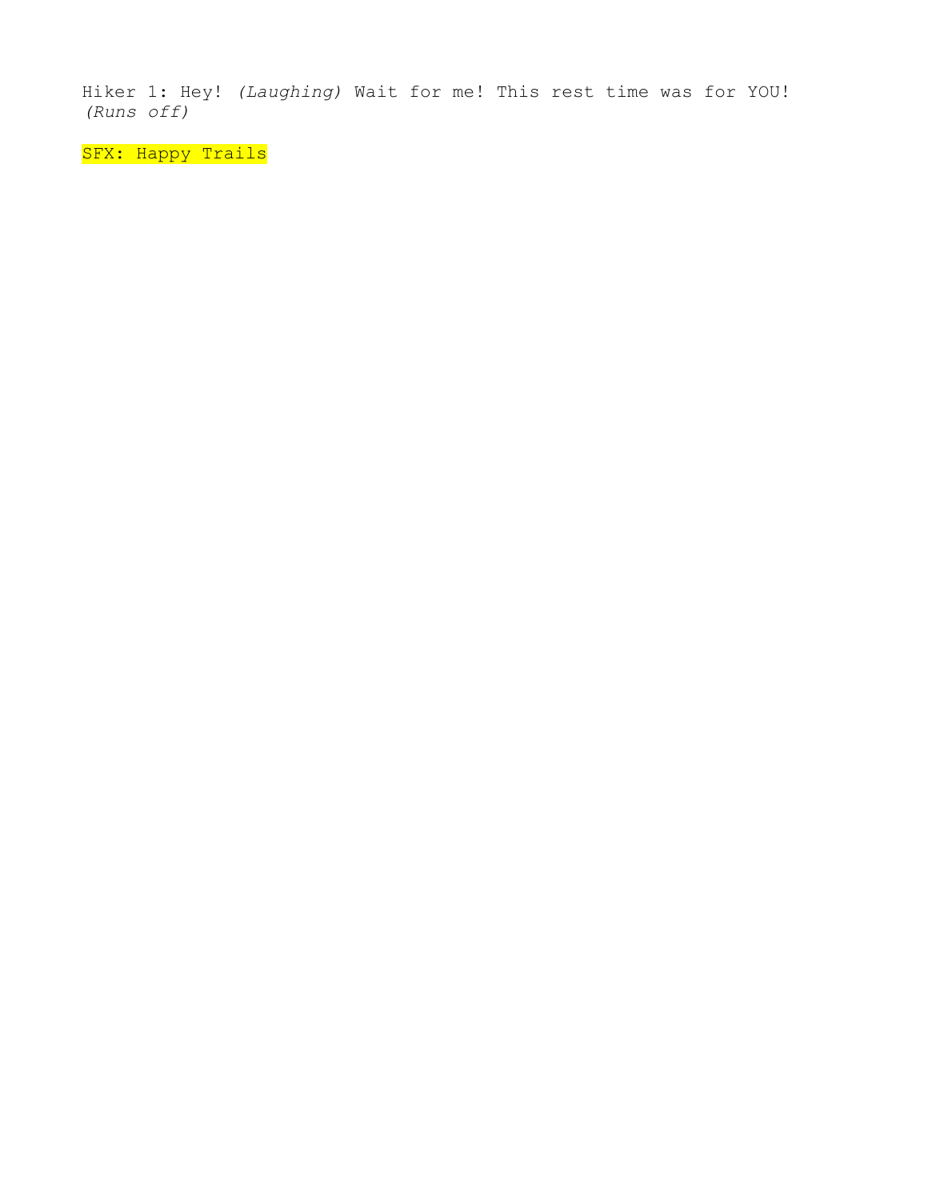Hiker 1: Hey! *(Laughing)* Wait for me! This rest time was for YOU! *(Runs off)*

SFX: Happy Trails